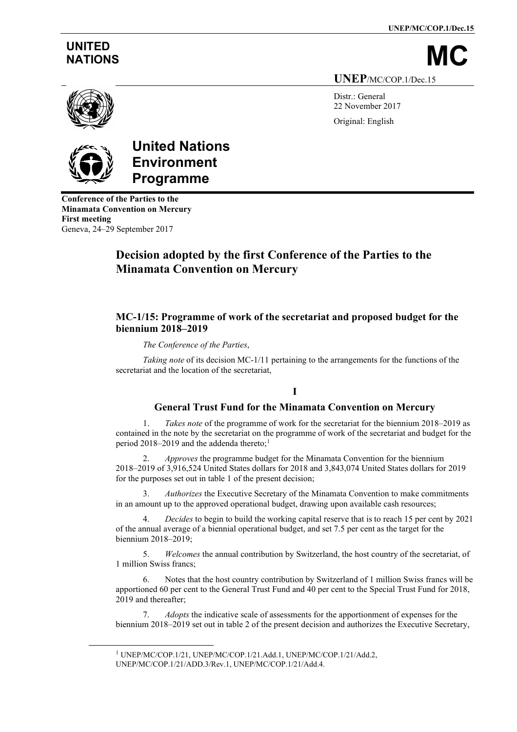UNITED NATIONS

# MC

UNEP/MC/COP.1/Dec.15

Distr.: General
22 November 2017

Original: English

**United Nations Environment Programme**

**Conference of the Parties to the Minamata Convention on Mercury**
**First meeting**
Geneva, 24–29 September 2017

# Decision adopted by the first Conference of the Parties to the Minamata Convention on Mercury

## MC-1/15: Programme of work of the secretariat and proposed budget for the biennium 2018–2019

*The Conference of the Parties*,

*Taking note* of its decision MC-1/11 pertaining to the arrangements for the functions of the secretariat and the location of the secretariat,

### I

### General Trust Fund for the Minamata Convention on Mercury

1. *Takes note* of the programme of work for the secretariat for the biennium 2018–2019 as contained in the note by the secretariat on the programme of work of the secretariat and budget for the period 2018–2019 and the addenda thereto;[1]

2. *Approves* the programme budget for the Minamata Convention for the biennium 2018–2019 of 3,916,524 United States dollars for 2018 and 3,843,074 United States dollars for 2019 for the purposes set out in table 1 of the present decision;

3. *Authorizes* the Executive Secretary of the Minamata Convention to make commitments in an amount up to the approved operational budget, drawing upon available cash resources;

4. *Decides* to begin to build the working capital reserve that is to reach 15 per cent by 2021 of the annual average of a biennial operational budget, and set 7.5 per cent as the target for the biennium 2018–2019;

5. *Welcomes* the annual contribution by Switzerland, the host country of the secretariat, of 1 million Swiss francs;

6. Notes that the host country contribution by Switzerland of 1 million Swiss francs will be apportioned 60 per cent to the General Trust Fund and 40 per cent to the Special Trust Fund for 2018, 2019 and thereafter;

7. *Adopts* the indicative scale of assessments for the apportionment of expenses for the biennium 2018–2019 set out in table 2 of the present decision and authorizes the Executive Secretary,

[1] UNEP/MC/COP.1/21, UNEP/MC/COP.1/21.Add.1, UNEP/MC/COP.1/21/Add.2, UNEP/MC/COP.1/21/ADD.3/Rev.1, UNEP/MC/COP.1/21/Add.4.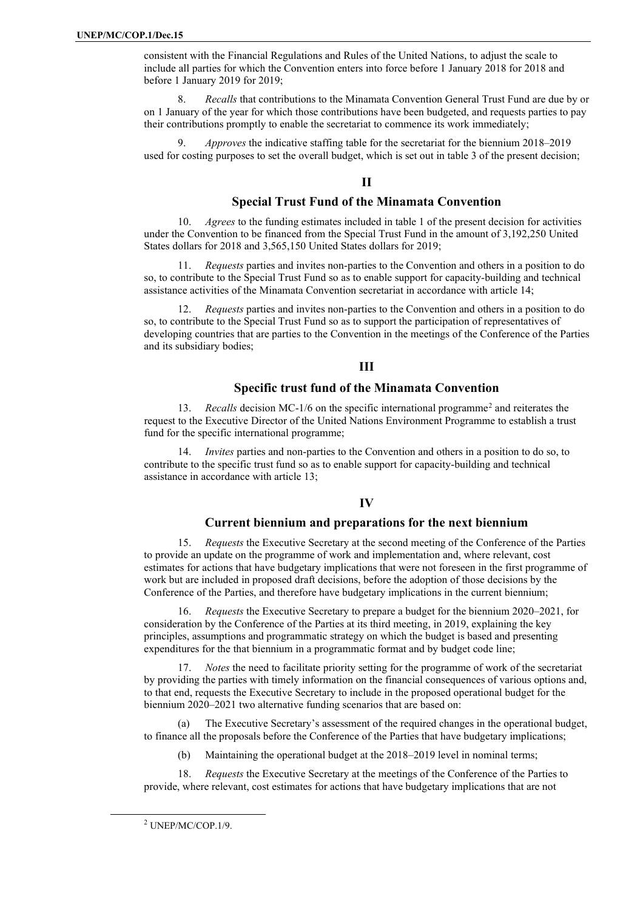consistent with the Financial Regulations and Rules of the United Nations, to adjust the scale to include all parties for which the Convention enters into force before 1 January 2018 for 2018 and before 1 January 2019 for 2019;

8. *Recalls* that contributions to the Minamata Convention General Trust Fund are due by or on 1 January of the year for which those contributions have been budgeted, and requests parties to pay their contributions promptly to enable the secretariat to commence its work immediately;

9. *Approves* the indicative staffing table for the secretariat for the biennium 2018–2019 used for costing purposes to set the overall budget, which is set out in table 3 of the present decision;

## II

## Special Trust Fund of the Minamata Convention

10. *Agrees* to the funding estimates included in table 1 of the present decision for activities under the Convention to be financed from the Special Trust Fund in the amount of 3,192,250 United States dollars for 2018 and 3,565,150 United States dollars for 2019;

11. *Requests* parties and invites non-parties to the Convention and others in a position to do so, to contribute to the Special Trust Fund so as to enable support for capacity-building and technical assistance activities of the Minamata Convention secretariat in accordance with article 14;

12. *Requests* parties and invites non-parties to the Convention and others in a position to do so, to contribute to the Special Trust Fund so as to support the participation of representatives of developing countries that are parties to the Convention in the meetings of the Conference of the Parties and its subsidiary bodies;

## III

## Specific trust fund of the Minamata Convention

13. *Recalls* decision MC-1/6 on the specific international programme[2] and reiterates the request to the Executive Director of the United Nations Environment Programme to establish a trust fund for the specific international programme;

14. *Invites* parties and non-parties to the Convention and others in a position to do so, to contribute to the specific trust fund so as to enable support for capacity-building and technical assistance in accordance with article 13;

## IV

## Current biennium and preparations for the next biennium

15. *Requests* the Executive Secretary at the second meeting of the Conference of the Parties to provide an update on the programme of work and implementation and, where relevant, cost estimates for actions that have budgetary implications that were not foreseen in the first programme of work but are included in proposed draft decisions, before the adoption of those decisions by the Conference of the Parties, and therefore have budgetary implications in the current biennium;

16. *Requests* the Executive Secretary to prepare a budget for the biennium 2020–2021, for consideration by the Conference of the Parties at its third meeting, in 2019, explaining the key principles, assumptions and programmatic strategy on which the budget is based and presenting expenditures for the that biennium in a programmatic format and by budget code line;

17. *Notes* the need to facilitate priority setting for the programme of work of the secretariat by providing the parties with timely information on the financial consequences of various options and, to that end, requests the Executive Secretary to include in the proposed operational budget for the biennium 2020–2021 two alternative funding scenarios that are based on:

(a) The Executive Secretary's assessment of the required changes in the operational budget, to finance all the proposals before the Conference of the Parties that have budgetary implications;

(b) Maintaining the operational budget at the 2018–2019 level in nominal terms;

18. *Requests* the Executive Secretary at the meetings of the Conference of the Parties to provide, where relevant, cost estimates for actions that have budgetary implications that are not

[2] UNEP/MC/COP.1/9.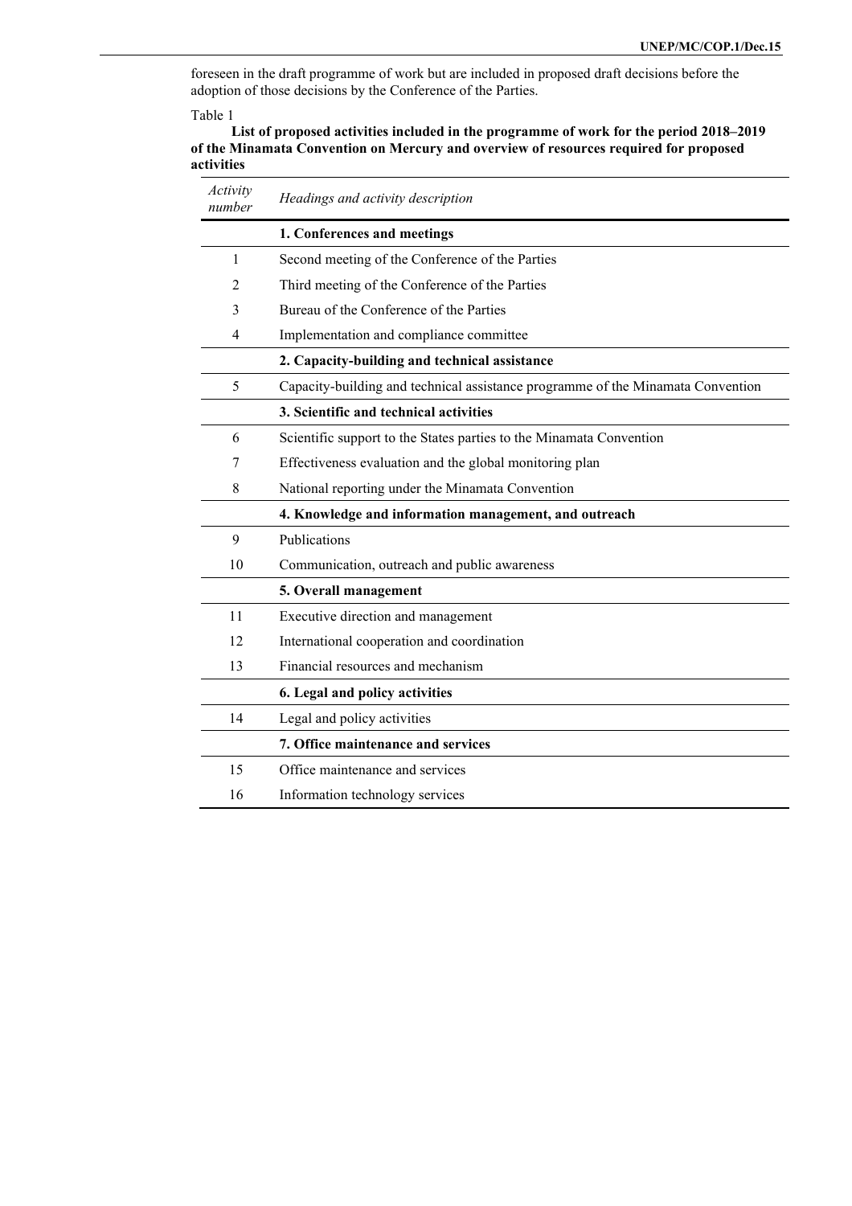foreseen in the draft programme of work but are included in proposed draft decisions before the adoption of those decisions by the Conference of the Parties.

Table 1

**List of proposed activities included in the programme of work for the period 2018–2019 of the Minamata Convention on Mercury and overview of resources required for proposed activities**

| *Activity number* | *Headings and activity description* |
|---|---|
| | **1. Conferences and meetings** |
| 1 | Second meeting of the Conference of the Parties |
| 2 | Third meeting of the Conference of the Parties |
| 3 | Bureau of the Conference of the Parties |
| 4 | Implementation and compliance committee |
| | **2. Capacity-building and technical assistance** |
| 5 | Capacity-building and technical assistance programme of the Minamata Convention |
| | **3. Scientific and technical activities** |
| 6 | Scientific support to the States parties to the Minamata Convention |
| 7 | Effectiveness evaluation and the global monitoring plan |
| 8 | National reporting under the Minamata Convention |
| | **4. Knowledge and information management, and outreach** |
| 9 | Publications |
| 10 | Communication, outreach and public awareness |
| | **5. Overall management** |
| 11 | Executive direction and management |
| 12 | International cooperation and coordination |
| 13 | Financial resources and mechanism |
| | **6. Legal and policy activities** |
| 14 | Legal and policy activities |
| | **7. Office maintenance and services** |
| 15 | Office maintenance and services |
| 16 | Information technology services |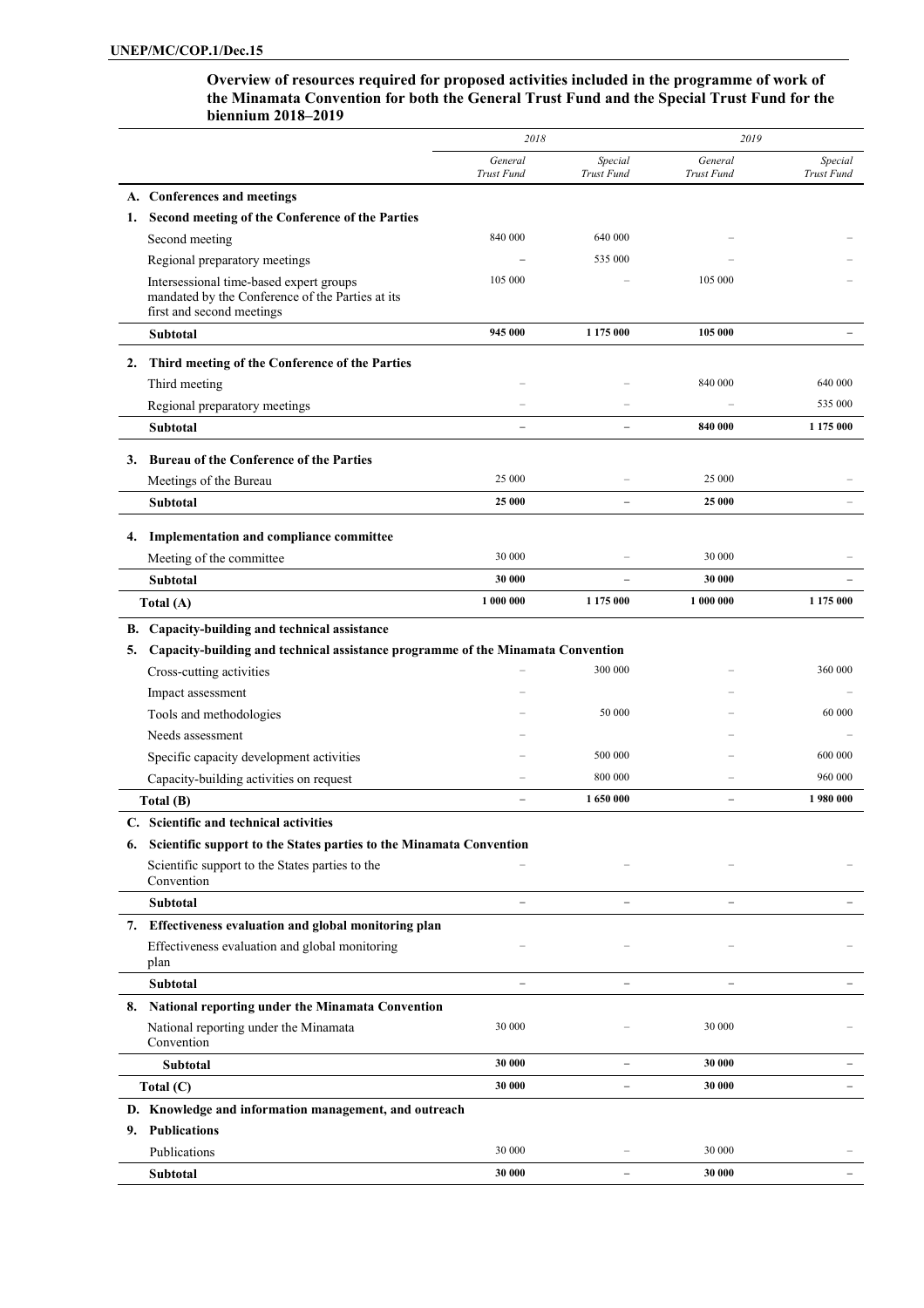**Overview of resources required for proposed activities included in the programme of work of the Minamata Convention for both the General Trust Fund and the Special Trust Fund for the biennium 2018–2019**

| | *2018* | | *2019* | |
|---|---|---|---|---|
| | *General Trust Fund* | *Special Trust Fund* | *General Trust Fund* | *Special Trust Fund* |
| **A. Conferences and meetings** | | | | |
| **1. Second meeting of the Conference of the Parties** | | | | |
| Second meeting | 840 000 | 640 000 | – | – |
| Regional preparatory meetings | – | 535 000 | – | – |
| Intersessional time-based expert groups mandated by the Conference of the Parties at its first and second meetings | 105 000 | – | 105 000 | – |
| **Subtotal** | **945 000** | **1 175 000** | **105 000** | **–** |
| **2. Third meeting of the Conference of the Parties** | | | | |
| Third meeting | – | – | 840 000 | 640 000 |
| Regional preparatory meetings | – | – | – | 535 000 |
| **Subtotal** | **–** | **–** | **840 000** | **1 175 000** |
| **3. Bureau of the Conference of the Parties** | | | | |
| Meetings of the Bureau | 25 000 | – | 25 000 | – |
| **Subtotal** | **25 000** | **–** | **25 000** | – |
| **4. Implementation and compliance committee** | | | | |
| Meeting of the committee | 30 000 | – | 30 000 | – |
| **Subtotal** | **30 000** | **–** | **30 000** | **–** |
| **Total (A)** | **1 000 000** | **1 175 000** | **1 000 000** | **1 175 000** |
| **B. Capacity-building and technical assistance** | | | | |
| **5. Capacity-building and technical assistance programme of the Minamata Convention** | | | | |
| Cross-cutting activities | – | 300 000 | – | 360 000 |
| Impact assessment | – | | – | – |
| Tools and methodologies | – | 50 000 | – | 60 000 |
| Needs assessment | – | | – | – |
| Specific capacity development activities | – | 500 000 | – | 600 000 |
| Capacity-building activities on request | – | 800 000 | – | 960 000 |
| **Total (B)** | **–** | **1 650 000** | **–** | **1 980 000** |
| **C. Scientific and technical activities** | | | | |
| **6. Scientific support to the States parties to the Minamata Convention** | | | | |
| Scientific support to the States parties to the Convention | – | – | – | – |
| **Subtotal** | **–** | **–** | **–** | **–** |
| **7. Effectiveness evaluation and global monitoring plan** | | | | |
| Effectiveness evaluation and global monitoring plan | – | – | – | – |
| **Subtotal** | **–** | **–** | **–** | **–** |
| **8. National reporting under the Minamata Convention** | | | | |
| National reporting under the Minamata Convention | 30 000 | – | 30 000 | – |
| **Subtotal** | **30 000** | **–** | **30 000** | **–** |
| **Total (C)** | **30 000** | **–** | **30 000** | **–** |
| **D. Knowledge and information management, and outreach** | | | | |
| **9. Publications** | | | | |
| Publications | 30 000 | – | 30 000 | – |
| **Subtotal** | **30 000** | **–** | **30 000** | **–** |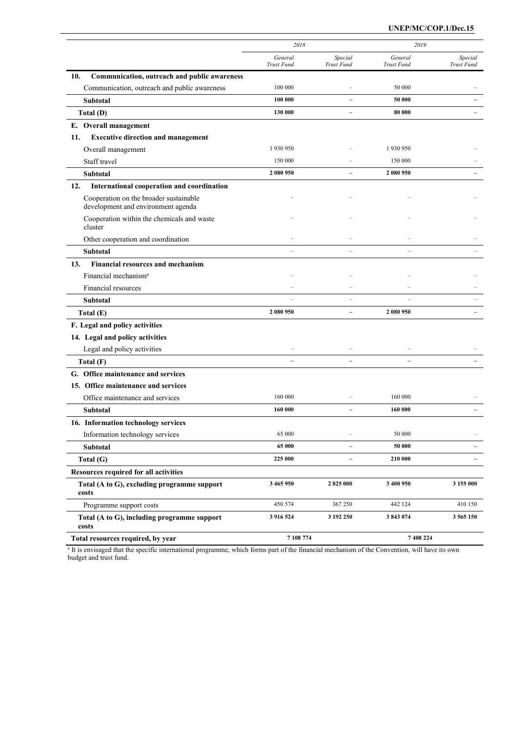| | 2018 | | 2019 | |
|---|---|---|---|---|
| | *General Trust Fund* | *Special Trust Fund* | *General Trust Fund* | *Special Trust Fund* |
| **10. Communication, outreach and public awareness** | | | | |
| Communication, outreach and public awareness | 100 000 | – | 50 000 | – |
| **Subtotal** | **100 000** | **–** | **50 000** | **–** |
| **Total (D)** | **130 000** | **–** | **80 000** | **–** |
| **E. Overall management** | | | | |
| **11. Executive direction and management** | | | | |
| Overall management | 1 930 950 | – | 1 930 950 | – |
| Staff travel | 150 000 | – | 150 000 | – |
| **Subtotal** | **2 080 950** | **–** | **2 080 950** | **–** |
| **12. International cooperation and coordination** | | | | |
| Cooperation on the broader sustainable development and environment agenda | – | – | – | – |
| Cooperation within the chemicals and waste cluster | – | – | – | – |
| Other cooperation and coordination | – | – | – | – |
| **Subtotal** | – | – | – | – |
| **13. Financial resources and mechanism** | | | | |
| Financial mechanism[a] | – | – | – | – |
| Financial resources | – | – | – | – |
| **Subtotal** | – | – | – | – |
| **Total (E)** | **2 080 950** | **–** | **2 080 950** | **–** |
| **F. Legal and policy activities** | | | | |
| **14. Legal and policy activities** | | | | |
| Legal and policy activities | – | – | – | – |
| **Total (F)** | **–** | **–** | **–** | **–** |
| **G. Office maintenance and services** | | | | |
| **15. Office maintenance and services** | | | | |
| Office maintenance and services | 160 000 | – | 160 000 | – |
| **Subtotal** | **160 000** | **–** | **160 000** | **–** |
| **16. Information technology services** | | | | |
| Information technology services | 65 000 | – | 50 000 | – |
| **Subtotal** | **65 000** | **–** | **50 000** | **–** |
| **Total (G)** | **225 000** | **–** | **210 000** | **–** |
| **Resources required for all activities** | | | | |
| **Total (A to G), excluding programme support costs** | **3 465 950** | **2 825 000** | **3 400 950** | **3 155 000** |
| Programme support costs | 450 574 | 367 250 | 442 124 | 410 150 |
| **Total (A to G), including programme support costs** | **3 916 524** | **3 192 250** | **3 843 074** | **3 565 150** |
| **Total resources required, by year** | **7 108 774** | | **7 408 224** | |

[a] It is envisaged that the specific international programme, which forms part of the financial mechanism of the Convention, will have its own budget and trust fund.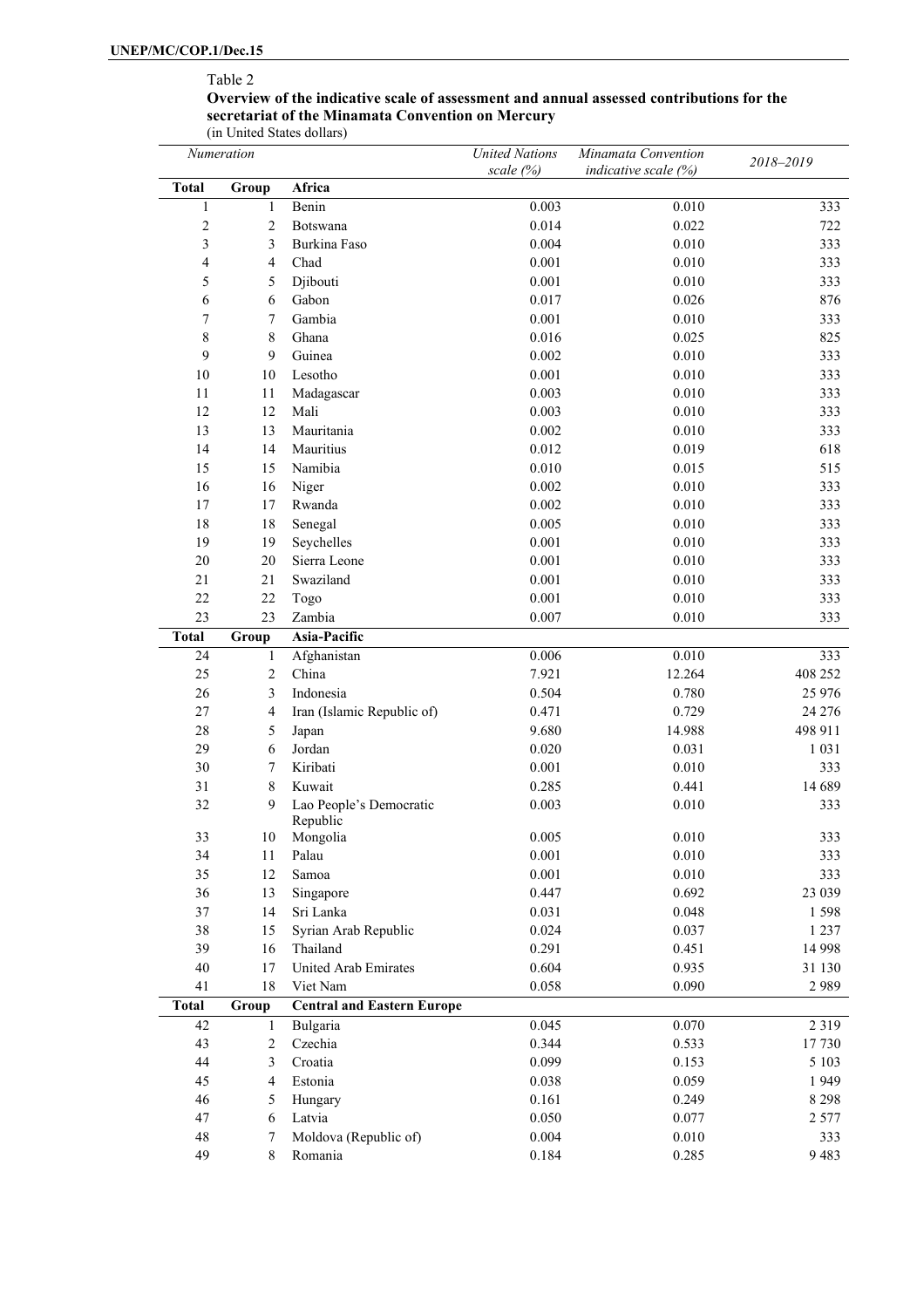Table 2

**Overview of the indicative scale of assessment and annual assessed contributions for the secretariat of the Minamata Convention on Mercury**

(in United States dollars)

| *Numeration* | | | *United Nations scale (%)* | *Minamata Convention indicative scale (%)* | *2018–2019* |
|---|---|---|---|---|---|
| **Total** | **Group** | **Africa** | | | |
| 1 | 1 | Benin | 0.003 | 0.010 | 333 |
| 2 | 2 | Botswana | 0.014 | 0.022 | 722 |
| 3 | 3 | Burkina Faso | 0.004 | 0.010 | 333 |
| 4 | 4 | Chad | 0.001 | 0.010 | 333 |
| 5 | 5 | Djibouti | 0.001 | 0.010 | 333 |
| 6 | 6 | Gabon | 0.017 | 0.026 | 876 |
| 7 | 7 | Gambia | 0.001 | 0.010 | 333 |
| 8 | 8 | Ghana | 0.016 | 0.025 | 825 |
| 9 | 9 | Guinea | 0.002 | 0.010 | 333 |
| 10 | 10 | Lesotho | 0.001 | 0.010 | 333 |
| 11 | 11 | Madagascar | 0.003 | 0.010 | 333 |
| 12 | 12 | Mali | 0.003 | 0.010 | 333 |
| 13 | 13 | Mauritania | 0.002 | 0.010 | 333 |
| 14 | 14 | Mauritius | 0.012 | 0.019 | 618 |
| 15 | 15 | Namibia | 0.010 | 0.015 | 515 |
| 16 | 16 | Niger | 0.002 | 0.010 | 333 |
| 17 | 17 | Rwanda | 0.002 | 0.010 | 333 |
| 18 | 18 | Senegal | 0.005 | 0.010 | 333 |
| 19 | 19 | Seychelles | 0.001 | 0.010 | 333 |
| 20 | 20 | Sierra Leone | 0.001 | 0.010 | 333 |
| 21 | 21 | Swaziland | 0.001 | 0.010 | 333 |
| 22 | 22 | Togo | 0.001 | 0.010 | 333 |
| 23 | 23 | Zambia | 0.007 | 0.010 | 333 |
| **Total** | **Group** | **Asia-Pacific** | | | |
| 24 | 1 | Afghanistan | 0.006 | 0.010 | 333 |
| 25 | 2 | China | 7.921 | 12.264 | 408 252 |
| 26 | 3 | Indonesia | 0.504 | 0.780 | 25 976 |
| 27 | 4 | Iran (Islamic Republic of) | 0.471 | 0.729 | 24 276 |
| 28 | 5 | Japan | 9.680 | 14.988 | 498 911 |
| 29 | 6 | Jordan | 0.020 | 0.031 | 1 031 |
| 30 | 7 | Kiribati | 0.001 | 0.010 | 333 |
| 31 | 8 | Kuwait | 0.285 | 0.441 | 14 689 |
| 32 | 9 | Lao People's Democratic Republic | 0.003 | 0.010 | 333 |
| 33 | 10 | Mongolia | 0.005 | 0.010 | 333 |
| 34 | 11 | Palau | 0.001 | 0.010 | 333 |
| 35 | 12 | Samoa | 0.001 | 0.010 | 333 |
| 36 | 13 | Singapore | 0.447 | 0.692 | 23 039 |
| 37 | 14 | Sri Lanka | 0.031 | 0.048 | 1 598 |
| 38 | 15 | Syrian Arab Republic | 0.024 | 0.037 | 1 237 |
| 39 | 16 | Thailand | 0.291 | 0.451 | 14 998 |
| 40 | 17 | United Arab Emirates | 0.604 | 0.935 | 31 130 |
| 41 | 18 | Viet Nam | 0.058 | 0.090 | 2 989 |
| **Total** | **Group** | **Central and Eastern Europe** | | | |
| 42 | 1 | Bulgaria | 0.045 | 0.070 | 2 319 |
| 43 | 2 | Czechia | 0.344 | 0.533 | 17 730 |
| 44 | 3 | Croatia | 0.099 | 0.153 | 5 103 |
| 45 | 4 | Estonia | 0.038 | 0.059 | 1 949 |
| 46 | 5 | Hungary | 0.161 | 0.249 | 8 298 |
| 47 | 6 | Latvia | 0.050 | 0.077 | 2 577 |
| 48 | 7 | Moldova (Republic of) | 0.004 | 0.010 | 333 |
| 49 | 8 | Romania | 0.184 | 0.285 | 9 483 |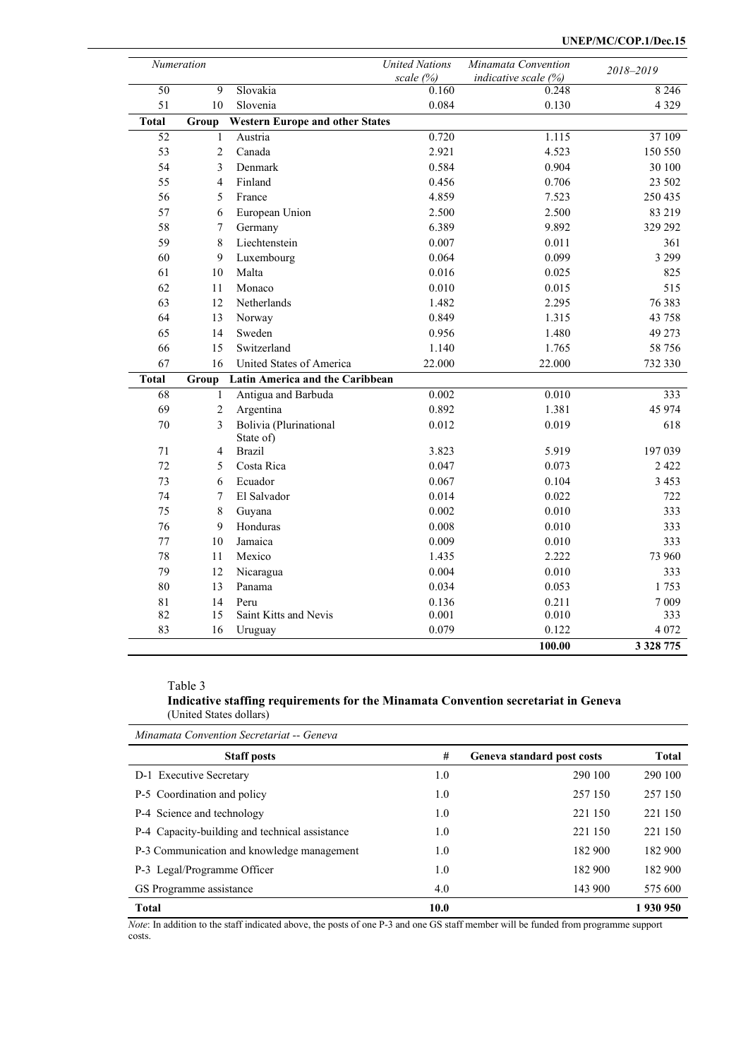| Numeration | | | United Nations scale (%) | Minamata Convention indicative scale (%) | 2018–2019 |
|---|---|---|---|---|---|
| 50 | 9 | Slovakia | 0.160 | 0.248 | 8 246 |
| 51 | 10 | Slovenia | 0.084 | 0.130 | 4 329 |
| **Total** | **Group** | **Western Europe and other States** | | | |
| 52 | 1 | Austria | 0.720 | 1.115 | 37 109 |
| 53 | 2 | Canada | 2.921 | 4.523 | 150 550 |
| 54 | 3 | Denmark | 0.584 | 0.904 | 30 100 |
| 55 | 4 | Finland | 0.456 | 0.706 | 23 502 |
| 56 | 5 | France | 4.859 | 7.523 | 250 435 |
| 57 | 6 | European Union | 2.500 | 2.500 | 83 219 |
| 58 | 7 | Germany | 6.389 | 9.892 | 329 292 |
| 59 | 8 | Liechtenstein | 0.007 | 0.011 | 361 |
| 60 | 9 | Luxembourg | 0.064 | 0.099 | 3 299 |
| 61 | 10 | Malta | 0.016 | 0.025 | 825 |
| 62 | 11 | Monaco | 0.010 | 0.015 | 515 |
| 63 | 12 | Netherlands | 1.482 | 2.295 | 76 383 |
| 64 | 13 | Norway | 0.849 | 1.315 | 43 758 |
| 65 | 14 | Sweden | 0.956 | 1.480 | 49 273 |
| 66 | 15 | Switzerland | 1.140 | 1.765 | 58 756 |
| 67 | 16 | United States of America | 22.000 | 22.000 | 732 330 |
| **Total** | **Group** | **Latin America and the Caribbean** | | | |
| 68 | 1 | Antigua and Barbuda | 0.002 | 0.010 | 333 |
| 69 | 2 | Argentina | 0.892 | 1.381 | 45 974 |
| 70 | 3 | Bolivia (Plurinational State of) | 0.012 | 0.019 | 618 |
| 71 | 4 | Brazil | 3.823 | 5.919 | 197 039 |
| 72 | 5 | Costa Rica | 0.047 | 0.073 | 2 422 |
| 73 | 6 | Ecuador | 0.067 | 0.104 | 3 453 |
| 74 | 7 | El Salvador | 0.014 | 0.022 | 722 |
| 75 | 8 | Guyana | 0.002 | 0.010 | 333 |
| 76 | 9 | Honduras | 0.008 | 0.010 | 333 |
| 77 | 10 | Jamaica | 0.009 | 0.010 | 333 |
| 78 | 11 | Mexico | 1.435 | 2.222 | 73 960 |
| 79 | 12 | Nicaragua | 0.004 | 0.010 | 333 |
| 80 | 13 | Panama | 0.034 | 0.053 | 1 753 |
| 81 | 14 | Peru | 0.136 | 0.211 | 7 009 |
| 82 | 15 | Saint Kitts and Nevis | 0.001 | 0.010 | 333 |
| 83 | 16 | Uruguay | 0.079 | 0.122 | 4 072 |
| | | | | **100.00** | **3 328 775** |

Table 3

**Indicative staffing requirements for the Minamata Convention secretariat in Geneva**
(United States dollars)

| *Minamata Convention Secretariat -- Geneva* | | | |
|---|---|---|---|
| **Staff posts** | **#** | **Geneva standard post costs** | **Total** |
| D-1 Executive Secretary | 1.0 | 290 100 | 290 100 |
| P-5 Coordination and policy | 1.0 | 257 150 | 257 150 |
| P-4 Science and technology | 1.0 | 221 150 | 221 150 |
| P-4 Capacity-building and technical assistance | 1.0 | 221 150 | 221 150 |
| P-3 Communication and knowledge management | 1.0 | 182 900 | 182 900 |
| P-3 Legal/Programme Officer | 1.0 | 182 900 | 182 900 |
| GS Programme assistance | 4.0 | 143 900 | 575 600 |
| **Total** | **10.0** | | **1 930 950** |

*Note*: In addition to the staff indicated above, the posts of one P-3 and one GS staff member will be funded from programme support costs.